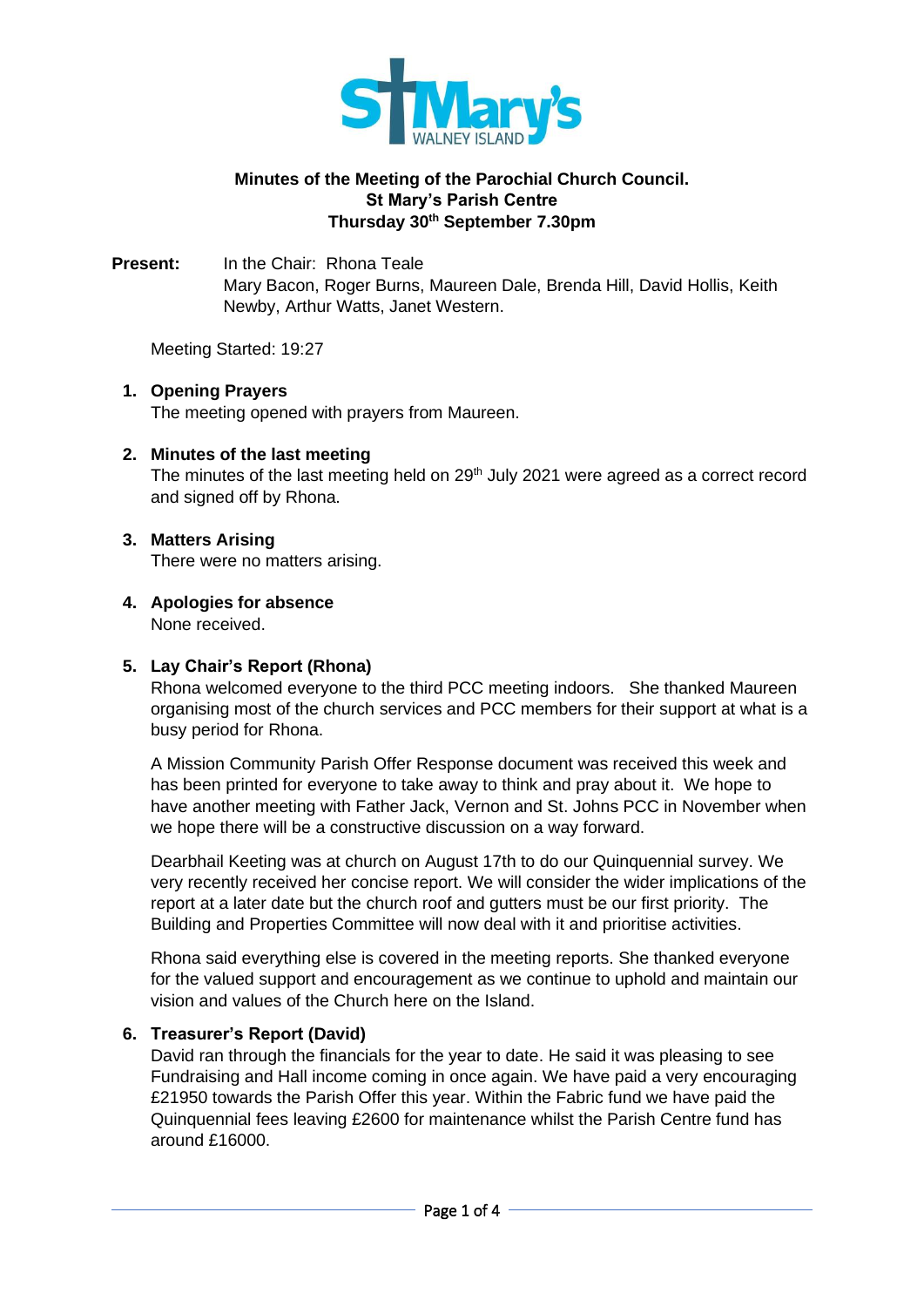**Minutes of the Meeting of the Parochial Church Council.**
**St Mary's Parish Centre**
**Thursday 30th September 7.30pm**

**Present:** In the Chair: Rhona Teale
Mary Bacon, Roger Burns, Maureen Dale, Brenda Hill, David Hollis, Keith Newby, Arthur Watts, Janet Western.

Meeting Started: 19:27

1. **Opening Prayers**
   The meeting opened with prayers from Maureen.

2. **Minutes of the last meeting**
   The minutes of the last meeting held on 29th July 2021 were agreed as a correct record and signed off by Rhona.

3. **Matters Arising**
   There were no matters arising.

4. **Apologies for absence**
   None received.

5. **Lay Chair's Report (Rhona)**
   Rhona welcomed everyone to the third PCC meeting indoors. She thanked Maureen organising most of the church services and PCC members for their support at what is a busy period for Rhona.

   A Mission Community Parish Offer Response document was received this week and has been printed for everyone to take away to think and pray about it. We hope to have another meeting with Father Jack, Vernon and St. Johns PCC in November when we hope there will be a constructive discussion on a way forward.

   Dearbhail Keeting was at church on August 17th to do our Quinquennial survey. We very recently received her concise report. We will consider the wider implications of the report at a later date but the church roof and gutters must be our first priority. The Building and Properties Committee will now deal with it and prioritise activities.

   Rhona said everything else is covered in the meeting reports. She thanked everyone for the valued support and encouragement as we continue to uphold and maintain our vision and values of the Church here on the Island.

6. **Treasurer's Report (David)**
   David ran through the financials for the year to date. He said it was pleasing to see Fundraising and Hall income coming in once again. We have paid a very encouraging £21950 towards the Parish Offer this year. Within the Fabric fund we have paid the Quinquennial fees leaving £2600 for maintenance whilst the Parish Centre fund has around £16000.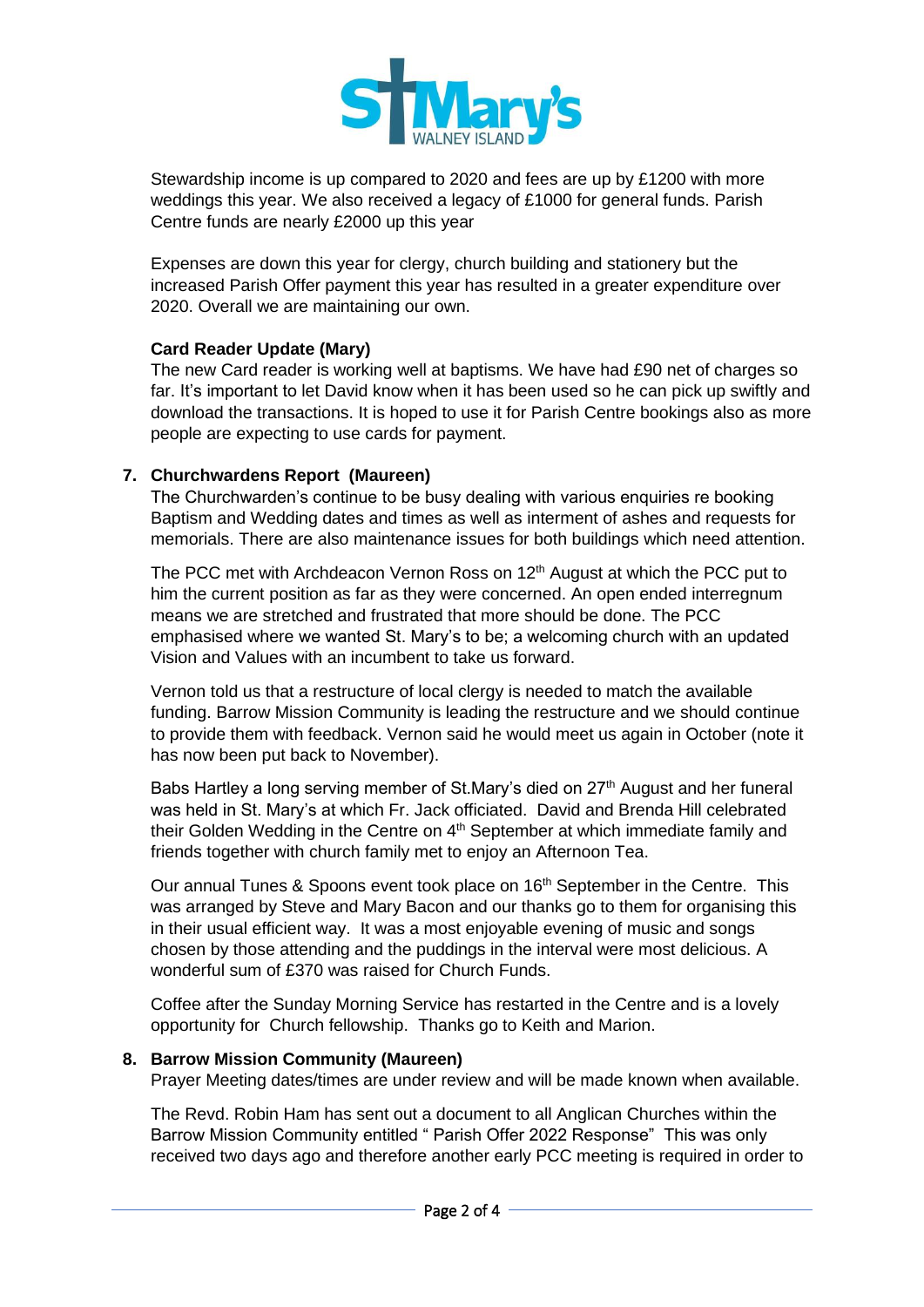Stewardship income is up compared to 2020 and fees are up by £1200 with more weddings this year. We also received a legacy of £1000 for general funds. Parish Centre funds are nearly £2000 up this year

Expenses are down this year for clergy, church building and stationery but the increased Parish Offer payment this year has resulted in a greater expenditure over 2020. Overall we are maintaining our own.

**Card Reader Update (Mary)**

The new Card reader is working well at baptisms. We have had £90 net of charges so far. It's important to let David know when it has been used so he can pick up swiftly and download the transactions. It is hoped to use it for Parish Centre bookings also as more people are expecting to use cards for payment.

**7. Churchwardens Report (Maureen)**

The Churchwarden's continue to be busy dealing with various enquiries re booking Baptism and Wedding dates and times as well as interment of ashes and requests for memorials. There are also maintenance issues for both buildings which need attention.

The PCC met with Archdeacon Vernon Ross on 12th August at which the PCC put to him the current position as far as they were concerned. An open ended interregnum means we are stretched and frustrated that more should be done. The PCC emphasised where we wanted St. Mary's to be; a welcoming church with an updated Vision and Values with an incumbent to take us forward.

Vernon told us that a restructure of local clergy is needed to match the available funding. Barrow Mission Community is leading the restructure and we should continue to provide them with feedback. Vernon said he would meet us again in October (note it has now been put back to November).

Babs Hartley a long serving member of St.Mary's died on 27th August and her funeral was held in St. Mary's at which Fr. Jack officiated. David and Brenda Hill celebrated their Golden Wedding in the Centre on 4th September at which immediate family and friends together with church family met to enjoy an Afternoon Tea.

Our annual Tunes & Spoons event took place on 16th September in the Centre. This was arranged by Steve and Mary Bacon and our thanks go to them for organising this in their usual efficient way. It was a most enjoyable evening of music and songs chosen by those attending and the puddings in the interval were most delicious. A wonderful sum of £370 was raised for Church Funds.

Coffee after the Sunday Morning Service has restarted in the Centre and is a lovely opportunity for Church fellowship. Thanks go to Keith and Marion.

**8. Barrow Mission Community (Maureen)**

Prayer Meeting dates/times are under review and will be made known when available.

The Revd. Robin Ham has sent out a document to all Anglican Churches within the Barrow Mission Community entitled " Parish Offer 2022 Response" This was only received two days ago and therefore another early PCC meeting is required in order to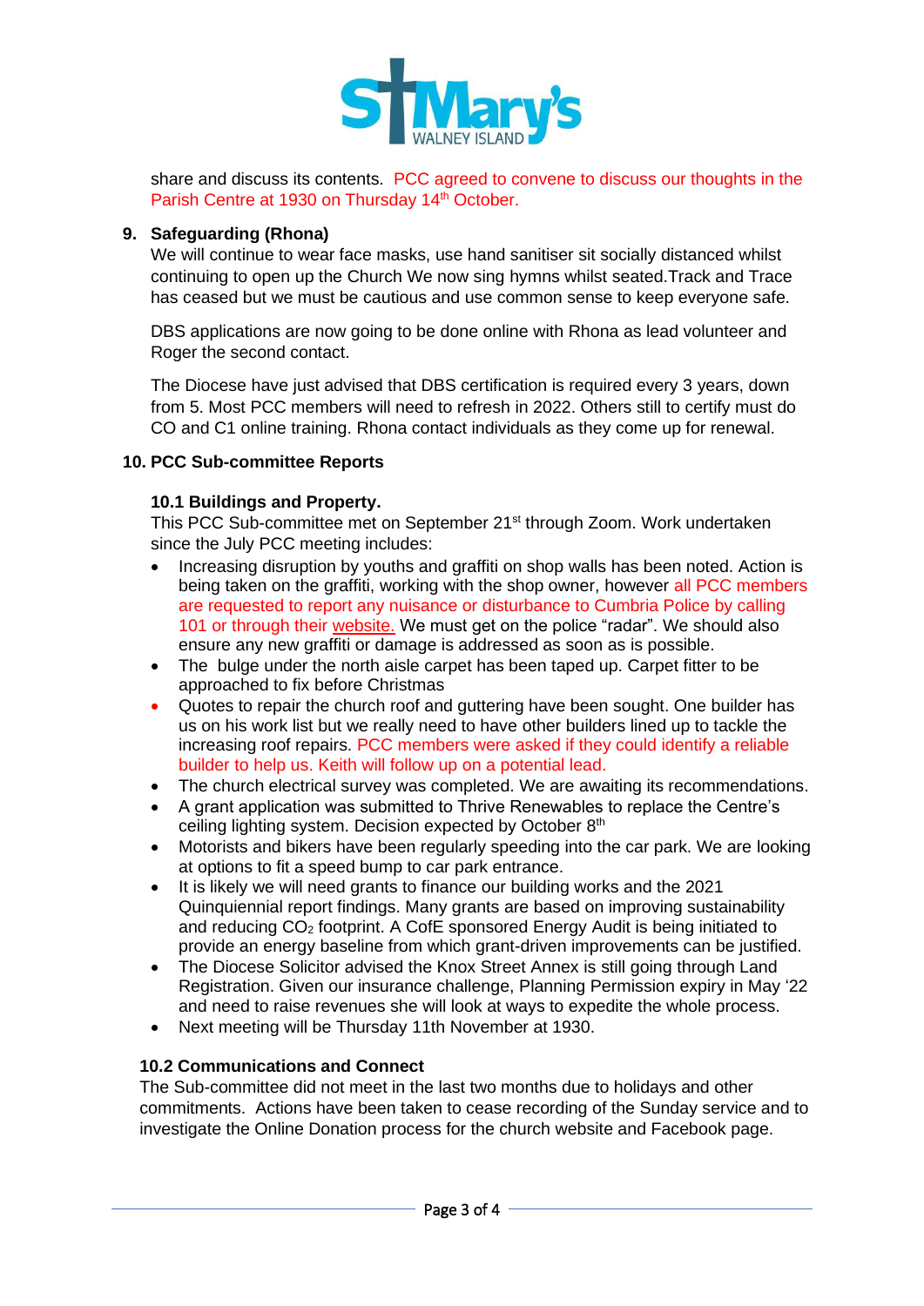share and discuss its contents. PCC agreed to convene to discuss our thoughts in the Parish Centre at 1930 on Thursday 14th October.

**9. Safeguarding (Rhona)**

We will continue to wear face masks, use hand sanitiser sit socially distanced whilst continuing to open up the Church We now sing hymns whilst seated.Track and Trace has ceased but we must be cautious and use common sense to keep everyone safe.

DBS applications are now going to be done online with Rhona as lead volunteer and Roger the second contact.

The Diocese have just advised that DBS certification is required every 3 years, down from 5. Most PCC members will need to refresh in 2022. Others still to certify must do CO and C1 online training. Rhona contact individuals as they come up for renewal.

**10. PCC Sub-committee Reports**

**10.1 Buildings and Property.**

This PCC Sub-committee met on September 21st through Zoom. Work undertaken since the July PCC meeting includes:

- Increasing disruption by youths and graffiti on shop walls has been noted. Action is being taken on the graffiti, working with the shop owner, however all PCC members are requested to report any nuisance or disturbance to Cumbria Police by calling 101 or through their website. We must get on the police "radar". We should also ensure any new graffiti or damage is addressed as soon as is possible.
- The bulge under the north aisle carpet has been taped up. Carpet fitter to be approached to fix before Christmas
- Quotes to repair the church roof and guttering have been sought. One builder has us on his work list but we really need to have other builders lined up to tackle the increasing roof repairs. PCC members were asked if they could identify a reliable builder to help us. Keith will follow up on a potential lead.
- The church electrical survey was completed. We are awaiting its recommendations.
- A grant application was submitted to Thrive Renewables to replace the Centre's ceiling lighting system. Decision expected by October 8th
- Motorists and bikers have been regularly speeding into the car park. We are looking at options to fit a speed bump to car park entrance.
- It is likely we will need grants to finance our building works and the 2021 Quinquiennial report findings. Many grants are based on improving sustainability and reducing $CO_2$ footprint. A CofE sponsored Energy Audit is being initiated to provide an energy baseline from which grant-driven improvements can be justified.
- The Diocese Solicitor advised the Knox Street Annex is still going through Land Registration. Given our insurance challenge, Planning Permission expiry in May '22 and need to raise revenues she will look at ways to expedite the whole process.
- Next meeting will be Thursday 11th November at 1930.

**10.2 Communications and Connect**

The Sub-committee did not meet in the last two months due to holidays and other commitments. Actions have been taken to cease recording of the Sunday service and to investigate the Online Donation process for the church website and Facebook page.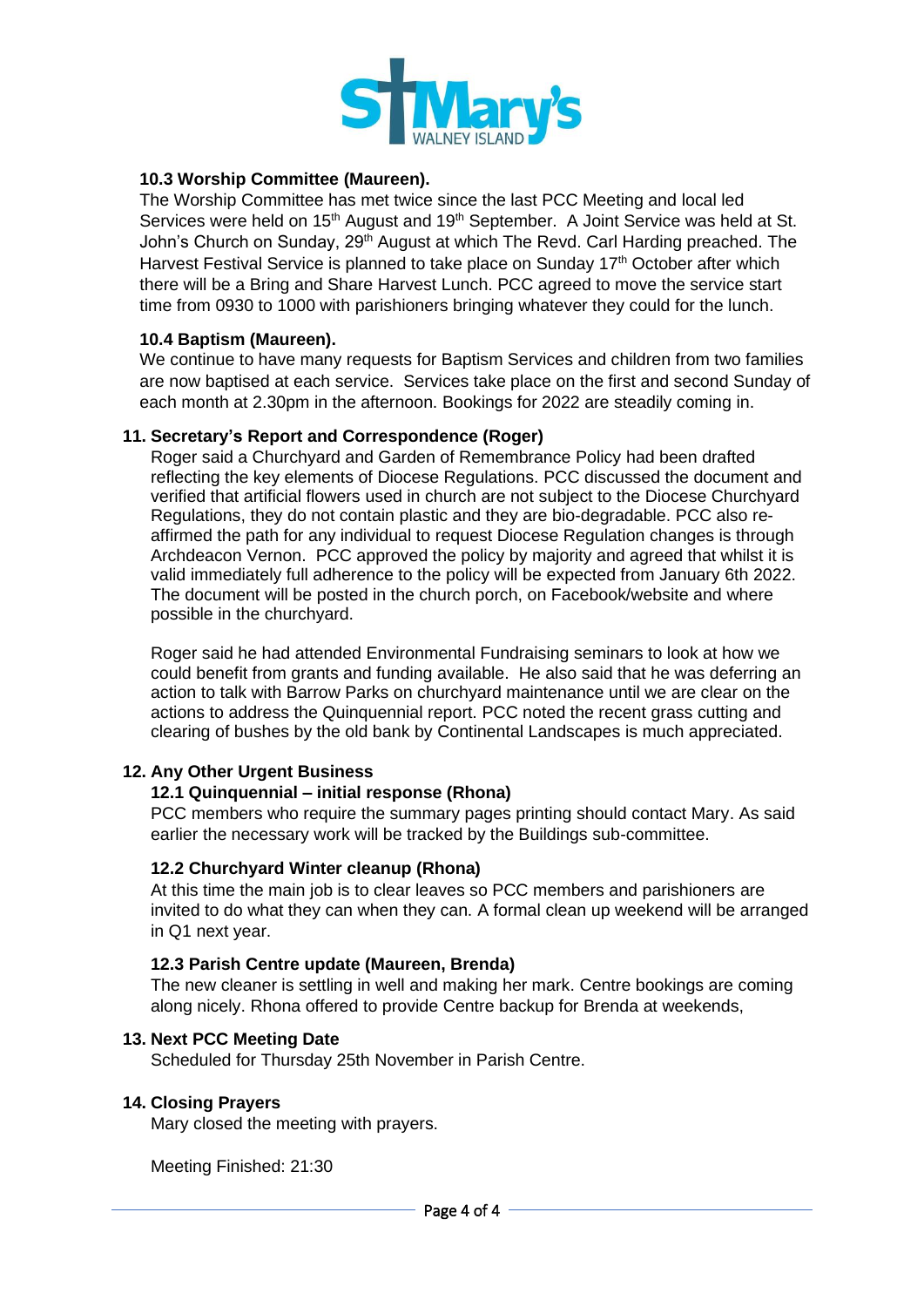**10.3 Worship Committee (Maureen).**

The Worship Committee has met twice since the last PCC Meeting and local led Services were held on 15th August and 19th September. A Joint Service was held at St. John's Church on Sunday, 29th August at which The Revd. Carl Harding preached. The Harvest Festival Service is planned to take place on Sunday 17th October after which there will be a Bring and Share Harvest Lunch. PCC agreed to move the service start time from 0930 to 1000 with parishioners bringing whatever they could for the lunch.

**10.4 Baptism (Maureen).**

We continue to have many requests for Baptism Services and children from two families are now baptised at each service. Services take place on the first and second Sunday of each month at 2.30pm in the afternoon. Bookings for 2022 are steadily coming in.

**11. Secretary's Report and Correspondence (Roger)**

Roger said a Churchyard and Garden of Remembrance Policy had been drafted reflecting the key elements of Diocese Regulations. PCC discussed the document and verified that artificial flowers used in church are not subject to the Diocese Churchyard Regulations, they do not contain plastic and they are bio-degradable. PCC also re-affirmed the path for any individual to request Diocese Regulation changes is through Archdeacon Vernon. PCC approved the policy by majority and agreed that whilst it is valid immediately full adherence to the policy will be expected from January 6th 2022. The document will be posted in the church porch, on Facebook/website and where possible in the churchyard.

Roger said he had attended Environmental Fundraising seminars to look at how we could benefit from grants and funding available. He also said that he was deferring an action to talk with Barrow Parks on churchyard maintenance until we are clear on the actions to address the Quinquennial report. PCC noted the recent grass cutting and clearing of bushes by the old bank by Continental Landscapes is much appreciated.

**12. Any Other Urgent Business**

**12.1 Quinquennial – initial response (Rhona)**

PCC members who require the summary pages printing should contact Mary. As said earlier the necessary work will be tracked by the Buildings sub-committee.

**12.2 Churchyard Winter cleanup (Rhona)**

At this time the main job is to clear leaves so PCC members and parishioners are invited to do what they can when they can. A formal clean up weekend will be arranged in Q1 next year.

**12.3 Parish Centre update (Maureen, Brenda)**

The new cleaner is settling in well and making her mark. Centre bookings are coming along nicely. Rhona offered to provide Centre backup for Brenda at weekends,

**13. Next PCC Meeting Date**

Scheduled for Thursday 25th November in Parish Centre.

**14. Closing Prayers**

Mary closed the meeting with prayers.

Meeting Finished: 21:30